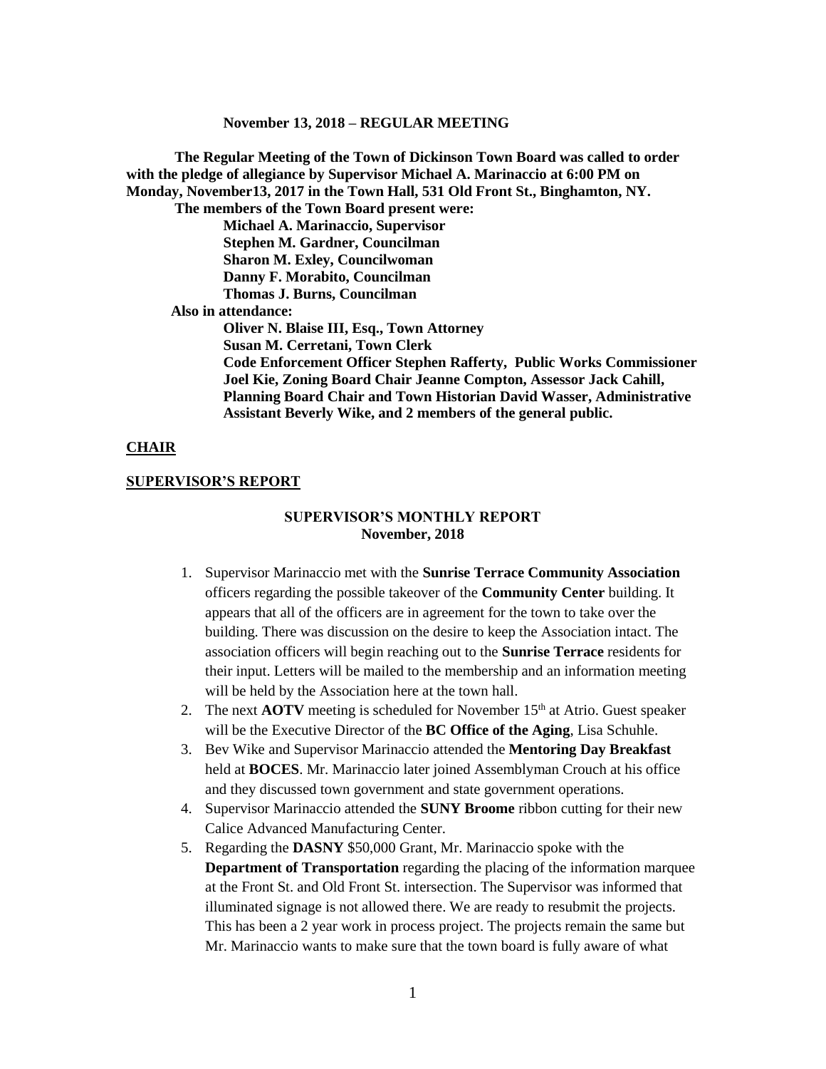**November 13, 2018 – REGULAR MEETING**

**The Regular Meeting of the Town of Dickinson Town Board was called to order with the pledge of allegiance by Supervisor Michael A. Marinaccio at 6:00 PM on Monday, November13, 2017 in the Town Hall, 531 Old Front St., Binghamton, NY.**

**The members of the Town Board present were:**

**Michael A. Marinaccio, Supervisor**
**Stephen M. Gardner, Councilman**
**Sharon M. Exley, Councilwoman**
**Danny F. Morabito, Councilman**
**Thomas J. Burns, Councilman**

**Also in attendance:**

**Oliver N. Blaise III, Esq., Town Attorney**
**Susan M. Cerretani, Town Clerk**
**Code Enforcement Officer Stephen Rafferty, Public Works Commissioner Joel Kie, Zoning Board Chair Jeanne Compton, Assessor Jack Cahill, Planning Board Chair and Town Historian David Wasser, Administrative Assistant Beverly Wike, and 2 members of the general public.**

## CHAIR

## SUPERVISOR'S REPORT

### SUPERVISOR'S MONTHLY REPORT
### November, 2018

1. Supervisor Marinaccio met with the **Sunrise Terrace Community Association** officers regarding the possible takeover of the **Community Center** building. It appears that all of the officers are in agreement for the town to take over the building. There was discussion on the desire to keep the Association intact. The association officers will begin reaching out to the **Sunrise Terrace** residents for their input. Letters will be mailed to the membership and an information meeting will be held by the Association here at the town hall.
2. The next **AOTV** meeting is scheduled for November 15th at Atrio. Guest speaker will be the Executive Director of the **BC Office of the Aging**, Lisa Schuhle.
3. Bev Wike and Supervisor Marinaccio attended the **Mentoring Day Breakfast** held at **BOCES**. Mr. Marinaccio later joined Assemblyman Crouch at his office and they discussed town government and state government operations.
4. Supervisor Marinaccio attended the **SUNY Broome** ribbon cutting for their new Calice Advanced Manufacturing Center.
5. Regarding the **DASNY** $50,000 Grant, Mr. Marinaccio spoke with the **Department of Transportation** regarding the placing of the information marquee at the Front St. and Old Front St. intersection. The Supervisor was informed that illuminated signage is not allowed there. We are ready to resubmit the projects. This has been a 2 year work in process project. The projects remain the same but Mr. Marinaccio wants to make sure that the town board is fully aware of what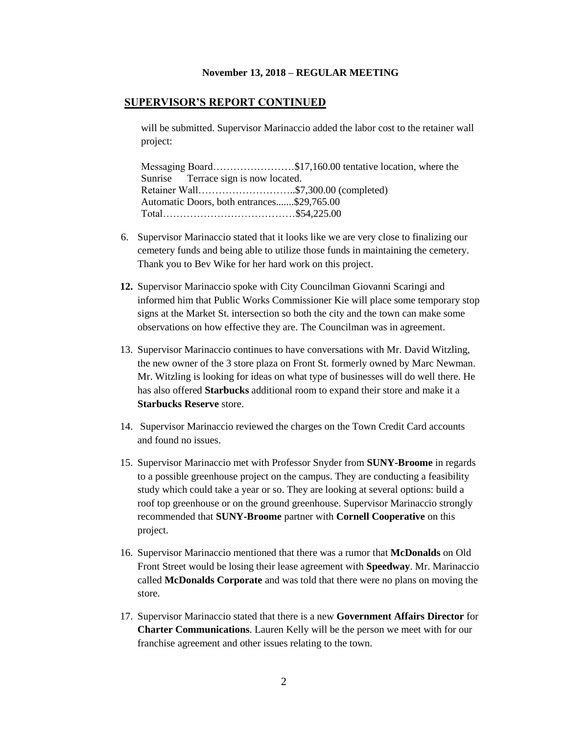**November 13, 2018 – REGULAR MEETING**

## SUPERVISOR'S REPORT CONTINUED

will be submitted. Supervisor Marinaccio added the labor cost to the retainer wall project:

Messaging Board……………………$17,160.00 tentative location, where the Sunrise Terrace sign is now located.
Retainer Wall………………………..$7,300.00 (completed)
Automatic Doors, both entrances.......$29,765.00
Total…………………………………$54,225.00

6. Supervisor Marinaccio stated that it looks like we are very close to finalizing our cemetery funds and being able to utilize those funds in maintaining the cemetery. Thank you to Bev Wike for her hard work on this project.

**12.** Supervisor Marinaccio spoke with City Councilman Giovanni Scaringi and informed him that Public Works Commissioner Kie will place some temporary stop signs at the Market St. intersection so both the city and the town can make some observations on how effective they are. The Councilman was in agreement.

13. Supervisor Marinaccio continues to have conversations with Mr. David Witzling, the new owner of the 3 store plaza on Front St. formerly owned by Marc Newman. Mr. Witzling is looking for ideas on what type of businesses will do well there. He has also offered **Starbucks** additional room to expand their store and make it a **Starbucks Reserve** store.

14. Supervisor Marinaccio reviewed the charges on the Town Credit Card accounts and found no issues.

15. Supervisor Marinaccio met with Professor Snyder from **SUNY-Broome** in regards to a possible greenhouse project on the campus. They are conducting a feasibility study which could take a year or so. They are looking at several options: build a roof top greenhouse or on the ground greenhouse. Supervisor Marinaccio strongly recommended that **SUNY-Broome** partner with **Cornell Cooperative** on this project.

16. Supervisor Marinaccio mentioned that there was a rumor that **McDonalds** on Old Front Street would be losing their lease agreement with **Speedway**. Mr. Marinaccio called **McDonalds Corporate** and was told that there were no plans on moving the store.

17. Supervisor Marinaccio stated that there is a new **Government Affairs Director** for **Charter Communications**. Lauren Kelly will be the person we meet with for our franchise agreement and other issues relating to the town.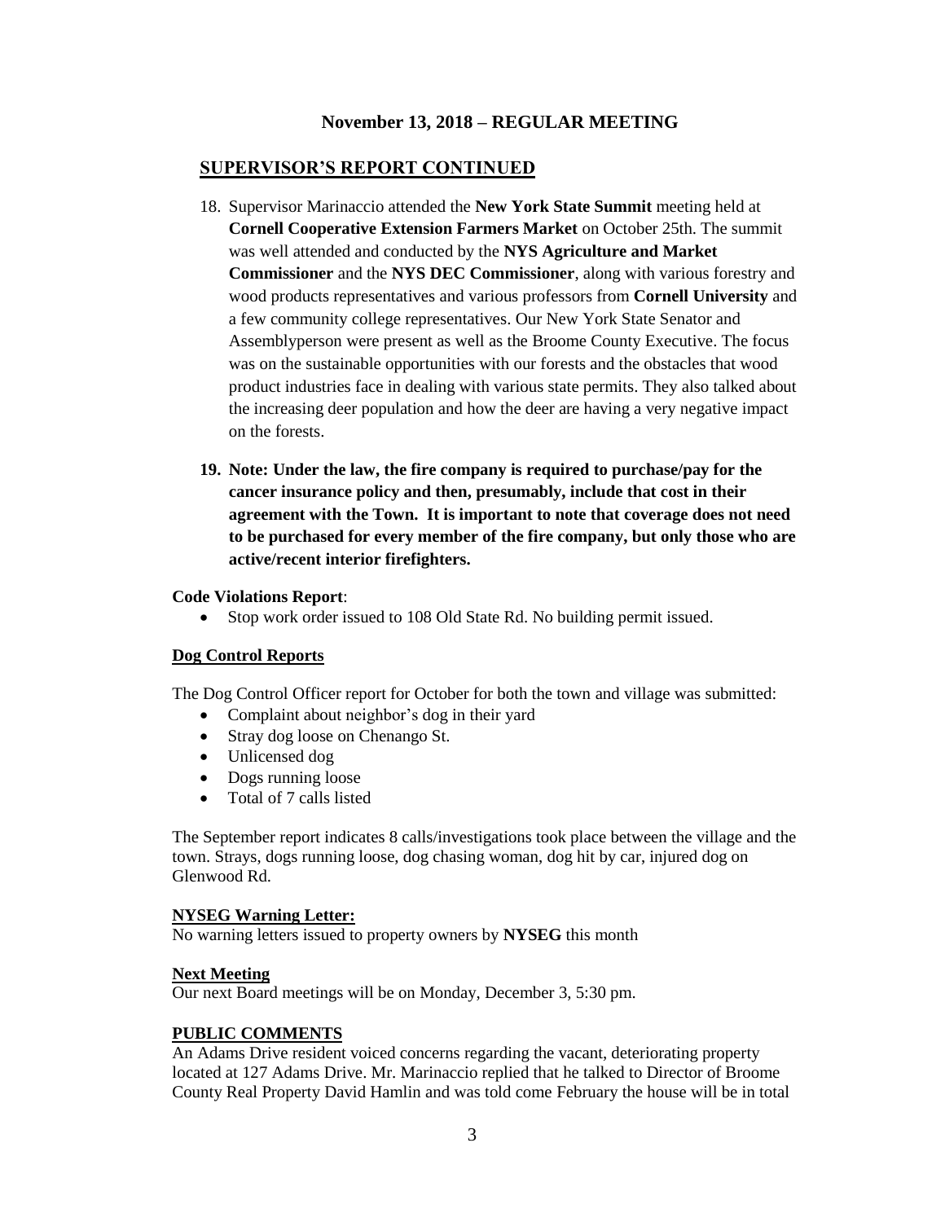### November 13, 2018 – REGULAR MEETING

## SUPERVISOR'S REPORT CONTINUED

18. Supervisor Marinaccio attended the **New York State Summit** meeting held at **Cornell Cooperative Extension Farmers Market** on October 25th. The summit was well attended and conducted by the **NYS Agriculture and Market Commissioner** and the **NYS DEC Commissioner**, along with various forestry and wood products representatives and various professors from **Cornell University** and a few community college representatives. Our New York State Senator and Assemblyperson were present as well as the Broome County Executive. The focus was on the sustainable opportunities with our forests and the obstacles that wood product industries face in dealing with various state permits. They also talked about the increasing deer population and how the deer are having a very negative impact on the forests.

19. **Note: Under the law, the fire company is required to purchase/pay for the cancer insurance policy and then, presumably, include that cost in their agreement with the Town. It is important to note that coverage does not need to be purchased for every member of the fire company, but only those who are active/recent interior firefighters.**

**Code Violations Report**:

- Stop work order issued to 108 Old State Rd. No building permit issued.

**Dog Control Reports**

The Dog Control Officer report for October for both the town and village was submitted:

- Complaint about neighbor's dog in their yard
- Stray dog loose on Chenango St.
- Unlicensed dog
- Dogs running loose
- Total of 7 calls listed

The September report indicates 8 calls/investigations took place between the village and the town. Strays, dogs running loose, dog chasing woman, dog hit by car, injured dog on Glenwood Rd.

**NYSEG Warning Letter:**

No warning letters issued to property owners by **NYSEG** this month

**Next Meeting**

Our next Board meetings will be on Monday, December 3, 5:30 pm.

**PUBLIC COMMENTS**

An Adams Drive resident voiced concerns regarding the vacant, deteriorating property located at 127 Adams Drive. Mr. Marinaccio replied that he talked to Director of Broome County Real Property David Hamlin and was told come February the house will be in total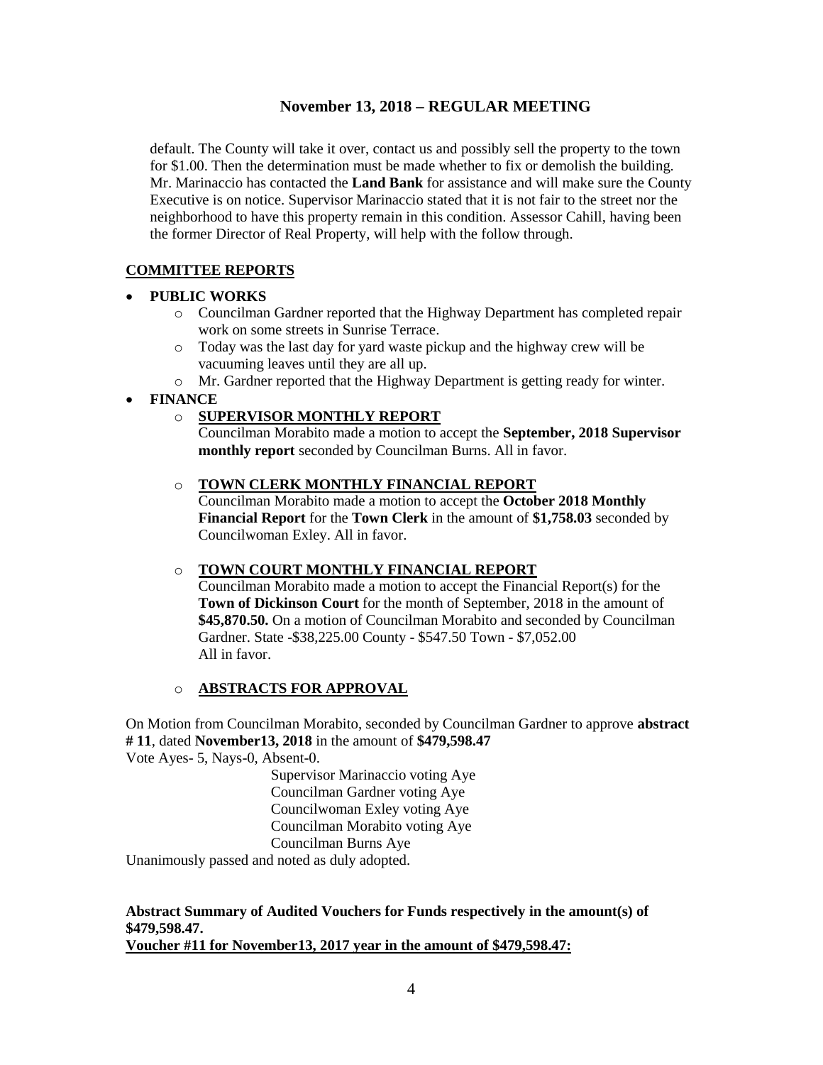default. The County will take it over, contact us and possibly sell the property to the town for $1.00. Then the determination must be made whether to fix or demolish the building. Mr. Marinaccio has contacted the **Land Bank** for assistance and will make sure the County Executive is on notice. Supervisor Marinaccio stated that it is not fair to the street nor the neighborhood to have this property remain in this condition. Assessor Cahill, having been the former Director of Real Property, will help with the follow through.

## COMMITTEE REPORTS

- **PUBLIC WORKS**
  - Councilman Gardner reported that the Highway Department has completed repair work on some streets in Sunrise Terrace.
  - Today was the last day for yard waste pickup and the highway crew will be vacuuming leaves until they are all up.
  - Mr. Gardner reported that the Highway Department is getting ready for winter.
- **FINANCE**
  - **SUPERVISOR MONTHLY REPORT**
    Councilman Morabito made a motion to accept the **September, 2018 Supervisor monthly report** seconded by Councilman Burns. All in favor.
  - **TOWN CLERK MONTHLY FINANCIAL REPORT**
    Councilman Morabito made a motion to accept the **October 2018 Monthly Financial Report** for the **Town Clerk** in the amount of **$1,758.03** seconded by Councilwoman Exley. All in favor.
  - **TOWN COURT MONTHLY FINANCIAL REPORT**
    Councilman Morabito made a motion to accept the Financial Report(s) for the **Town of Dickinson Court** for the month of September, 2018 in the amount of **$45,870.50.** On a motion of Councilman Morabito and seconded by Councilman Gardner. State -$38,225.00 County - $547.50 Town - $7,052.00
    All in favor.
  - **ABSTRACTS FOR APPROVAL**

On Motion from Councilman Morabito, seconded by Councilman Gardner to approve **abstract # 11**, dated **November13, 2018** in the amount of **$479,598.47**
Vote Ayes- 5, Nays-0, Absent-0.

Supervisor Marinaccio voting Aye
Councilman Gardner voting Aye
Councilwoman Exley voting Aye
Councilman Morabito voting Aye
Councilman Burns Aye

Unanimously passed and noted as duly adopted.

**Abstract Summary of Audited Vouchers for Funds respectively in the amount(s) of $479,598.47.**
**Voucher #11 for November13, 2017 year in the amount of $479,598.47:**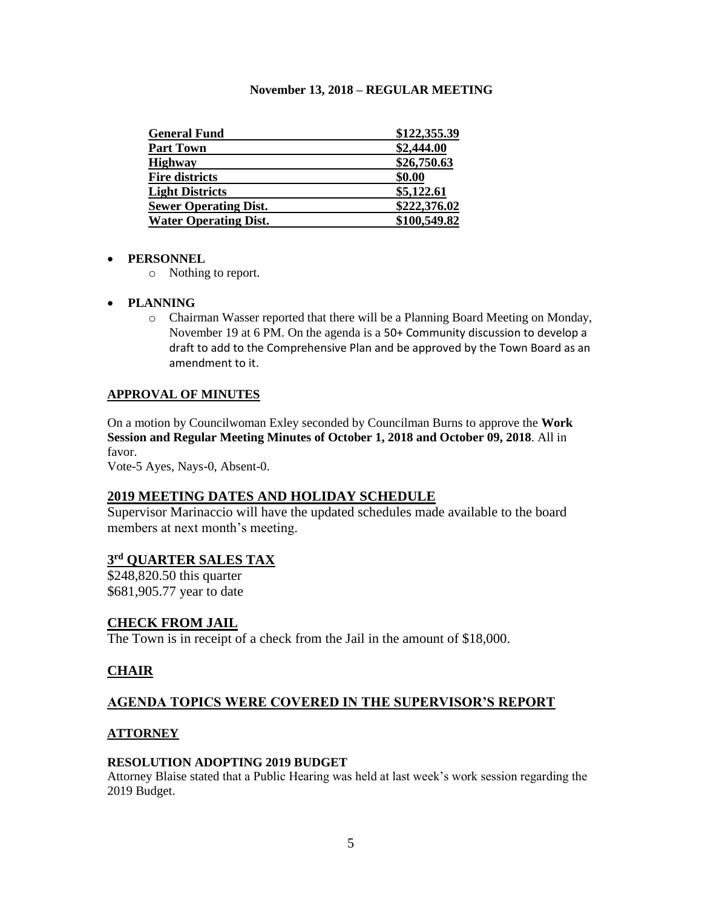**November 13, 2018 – REGULAR MEETING**

| General Fund | $122,355.39 |
|---|---|
| Part Town | $2,444.00 |
| Highway | $26,750.63 |
| Fire districts | $0.00 |
| Light Districts | $5,122.61 |
| Sewer Operating Dist. | $222,376.02 |
| Water Operating Dist. | $100,549.82 |

- **PERSONNEL**
  - Nothing to report.
- **PLANNING**
  - Chairman Wasser reported that there will be a Planning Board Meeting on Monday, November 19 at 6 PM. On the agenda is a 50+ Community discussion to develop a draft to add to the Comprehensive Plan and be approved by the Town Board as an amendment to it.

## APPROVAL OF MINUTES

On a motion by Councilwoman Exley seconded by Councilman Burns to approve the **Work Session and Regular Meeting Minutes of October 1, 2018 and October 09, 2018**. All in favor.
Vote-5 Ayes, Nays-0, Absent-0.

## 2019 MEETING DATES AND HOLIDAY SCHEDULE

Supervisor Marinaccio will have the updated schedules made available to the board members at next month's meeting.

## 3rd QUARTER SALES TAX

$248,820.50 this quarter
$681,905.77 year to date

## CHECK FROM JAIL

The Town is in receipt of a check from the Jail in the amount of $18,000.

## CHAIR

## AGENDA TOPICS WERE COVERED IN THE SUPERVISOR'S REPORT

## ATTORNEY

**RESOLUTION ADOPTING 2019 BUDGET**
Attorney Blaise stated that a Public Hearing was held at last week's work session regarding the 2019 Budget.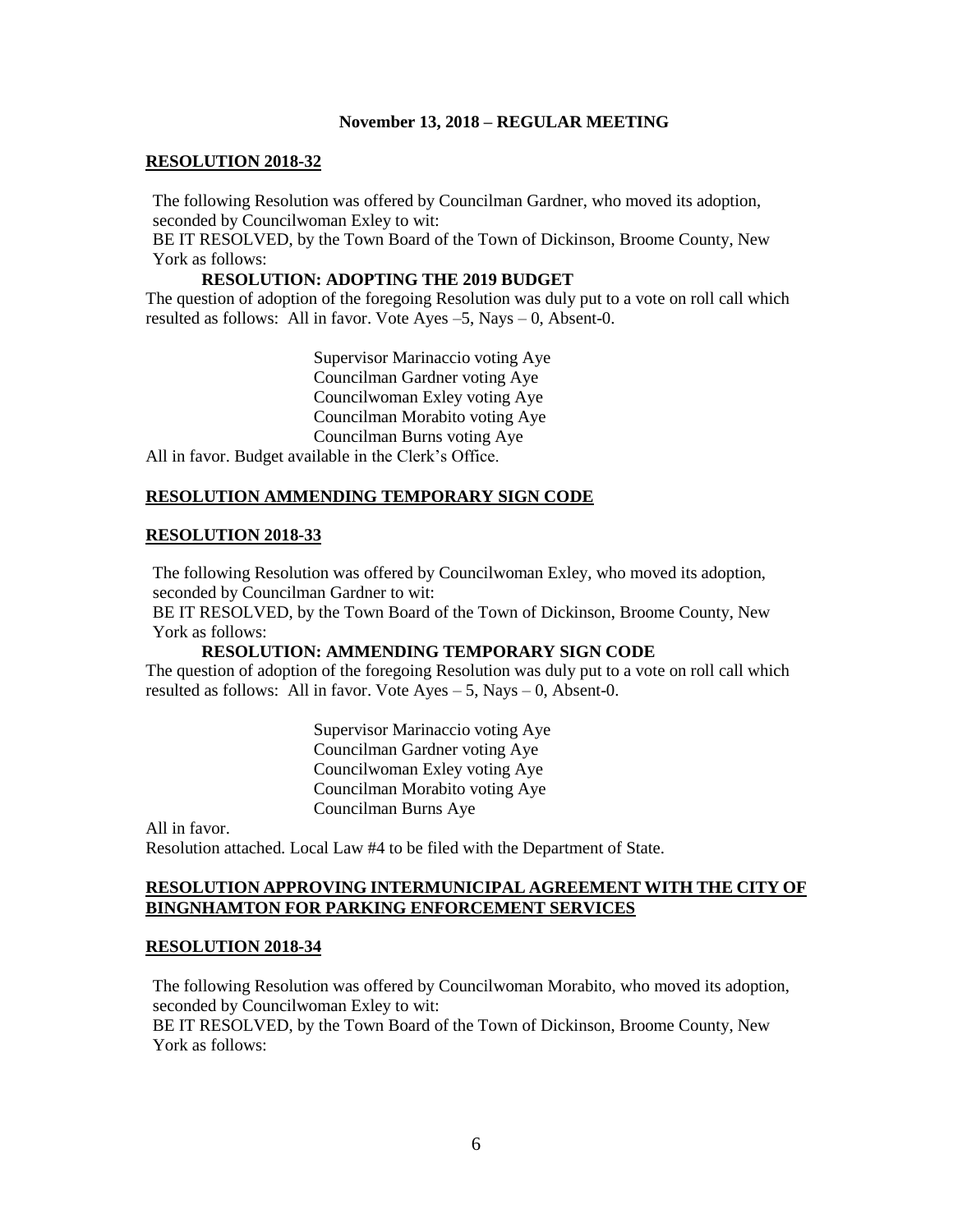**November 13, 2018 – REGULAR MEETING**

**RESOLUTION 2018-32**

The following Resolution was offered by Councilman Gardner, who moved its adoption, seconded by Councilwoman Exley to wit:
BE IT RESOLVED, by the Town Board of the Town of Dickinson, Broome County, New York as follows:

**RESOLUTION: ADOPTING THE 2019 BUDGET**

The question of adoption of the foregoing Resolution was duly put to a vote on roll call which resulted as follows: All in favor. Vote Ayes –5, Nays – 0, Absent-0.

Supervisor Marinaccio voting Aye
Councilman Gardner voting Aye
Councilwoman Exley voting Aye
Councilman Morabito voting Aye
Councilman Burns voting Aye

All in favor. Budget available in the Clerk's Office.

**RESOLUTION AMMENDING TEMPORARY SIGN CODE**

**RESOLUTION 2018-33**

The following Resolution was offered by Councilwoman Exley, who moved its adoption, seconded by Councilman Gardner to wit:
BE IT RESOLVED, by the Town Board of the Town of Dickinson, Broome County, New York as follows:

**RESOLUTION: AMMENDING TEMPORARY SIGN CODE**

The question of adoption of the foregoing Resolution was duly put to a vote on roll call which resulted as follows: All in favor. Vote Ayes – 5, Nays – 0, Absent-0.

Supervisor Marinaccio voting Aye
Councilman Gardner voting Aye
Councilwoman Exley voting Aye
Councilman Morabito voting Aye
Councilman Burns Aye

All in favor.
Resolution attached. Local Law #4 to be filed with the Department of State.

**RESOLUTION APPROVING INTERMUNICIPAL AGREEMENT WITH THE CITY OF BINGNHAMTON FOR PARKING ENFORCEMENT SERVICES**

**RESOLUTION 2018-34**

The following Resolution was offered by Councilwoman Morabito, who moved its adoption, seconded by Councilwoman Exley to wit:
BE IT RESOLVED, by the Town Board of the Town of Dickinson, Broome County, New York as follows: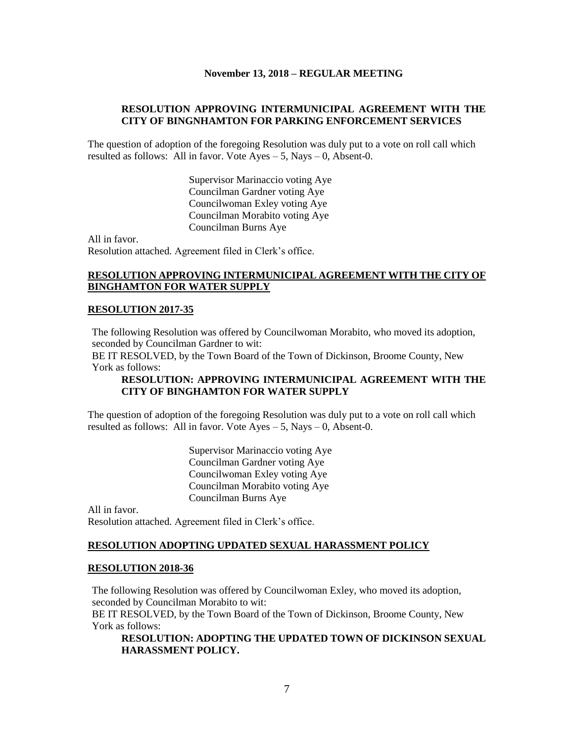**November 13, 2018 – REGULAR MEETING**

**RESOLUTION APPROVING INTERMUNICIPAL AGREEMENT WITH THE CITY OF BINGNHAMTON FOR PARKING ENFORCEMENT SERVICES**

The question of adoption of the foregoing Resolution was duly put to a vote on roll call which resulted as follows: All in favor. Vote Ayes – 5, Nays – 0, Absent-0.

Supervisor Marinaccio voting Aye
Councilman Gardner voting Aye
Councilwoman Exley voting Aye
Councilman Morabito voting Aye
Councilman Burns Aye

All in favor.
Resolution attached. Agreement filed in Clerk's office.

**RESOLUTION APPROVING INTERMUNICIPAL AGREEMENT WITH THE CITY OF BINGHAMTON FOR WATER SUPPLY**

**RESOLUTION 2017-35**

The following Resolution was offered by Councilwoman Morabito, who moved its adoption, seconded by Councilman Gardner to wit:
BE IT RESOLVED, by the Town Board of the Town of Dickinson, Broome County, New York as follows:

**RESOLUTION: APPROVING INTERMUNICIPAL AGREEMENT WITH THE CITY OF BINGHAMTON FOR WATER SUPPLY**

The question of adoption of the foregoing Resolution was duly put to a vote on roll call which resulted as follows: All in favor. Vote Ayes – 5, Nays – 0, Absent-0.

Supervisor Marinaccio voting Aye
Councilman Gardner voting Aye
Councilwoman Exley voting Aye
Councilman Morabito voting Aye
Councilman Burns Aye

All in favor.
Resolution attached. Agreement filed in Clerk's office.

**RESOLUTION ADOPTING UPDATED SEXUAL HARASSMENT POLICY**

**RESOLUTION 2018-36**

The following Resolution was offered by Councilwoman Exley, who moved its adoption, seconded by Councilman Morabito to wit:
BE IT RESOLVED, by the Town Board of the Town of Dickinson, Broome County, New York as follows:

**RESOLUTION: ADOPTING THE UPDATED TOWN OF DICKINSON SEXUAL HARASSMENT POLICY.**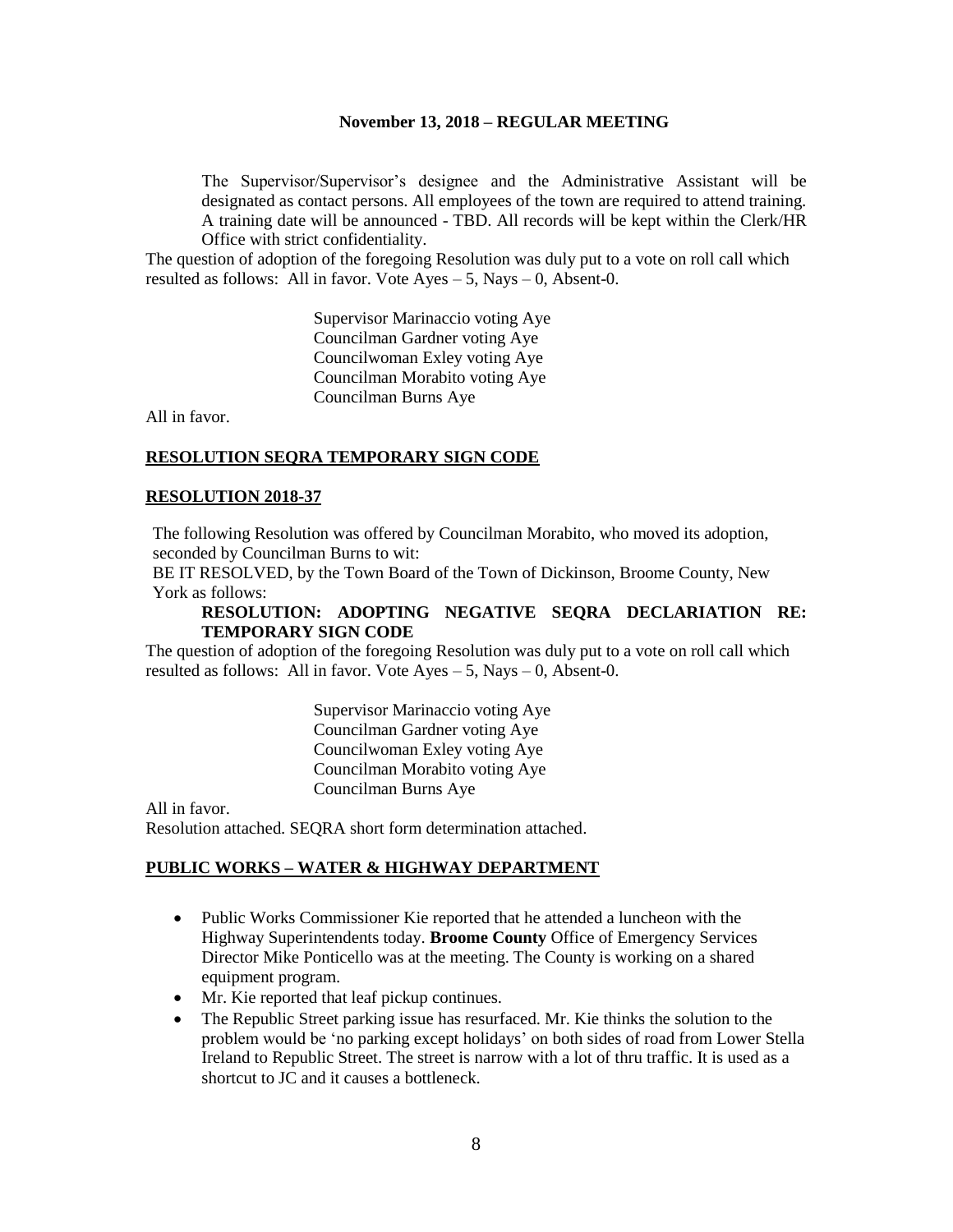The Supervisor/Supervisor's designee and the Administrative Assistant will be designated as contact persons. All employees of the town are required to attend training. A training date will be announced - TBD. All records will be kept within the Clerk/HR Office with strict confidentiality.

The question of adoption of the foregoing Resolution was duly put to a vote on roll call which resulted as follows: All in favor. Vote Ayes – 5, Nays – 0, Absent-0.

Supervisor Marinaccio voting Aye
Councilman Gardner voting Aye
Councilwoman Exley voting Aye
Councilman Morabito voting Aye
Councilman Burns Aye

All in favor.

## RESOLUTION SEQRA TEMPORARY SIGN CODE

## RESOLUTION 2018-37

The following Resolution was offered by Councilman Morabito, who moved its adoption, seconded by Councilman Burns to wit:

BE IT RESOLVED, by the Town Board of the Town of Dickinson, Broome County, New York as follows:

**RESOLUTION: ADOPTING NEGATIVE SEQRA DECLARIATION RE: TEMPORARY SIGN CODE**

The question of adoption of the foregoing Resolution was duly put to a vote on roll call which resulted as follows: All in favor. Vote Ayes – 5, Nays – 0, Absent-0.

Supervisor Marinaccio voting Aye
Councilman Gardner voting Aye
Councilwoman Exley voting Aye
Councilman Morabito voting Aye
Councilman Burns Aye

All in favor.

Resolution attached. SEQRA short form determination attached.

## PUBLIC WORKS – WATER & HIGHWAY DEPARTMENT

- Public Works Commissioner Kie reported that he attended a luncheon with the Highway Superintendents today. **Broome County** Office of Emergency Services Director Mike Ponticello was at the meeting. The County is working on a shared equipment program.
- Mr. Kie reported that leaf pickup continues.
- The Republic Street parking issue has resurfaced. Mr. Kie thinks the solution to the problem would be 'no parking except holidays' on both sides of road from Lower Stella Ireland to Republic Street. The street is narrow with a lot of thru traffic. It is used as a shortcut to JC and it causes a bottleneck.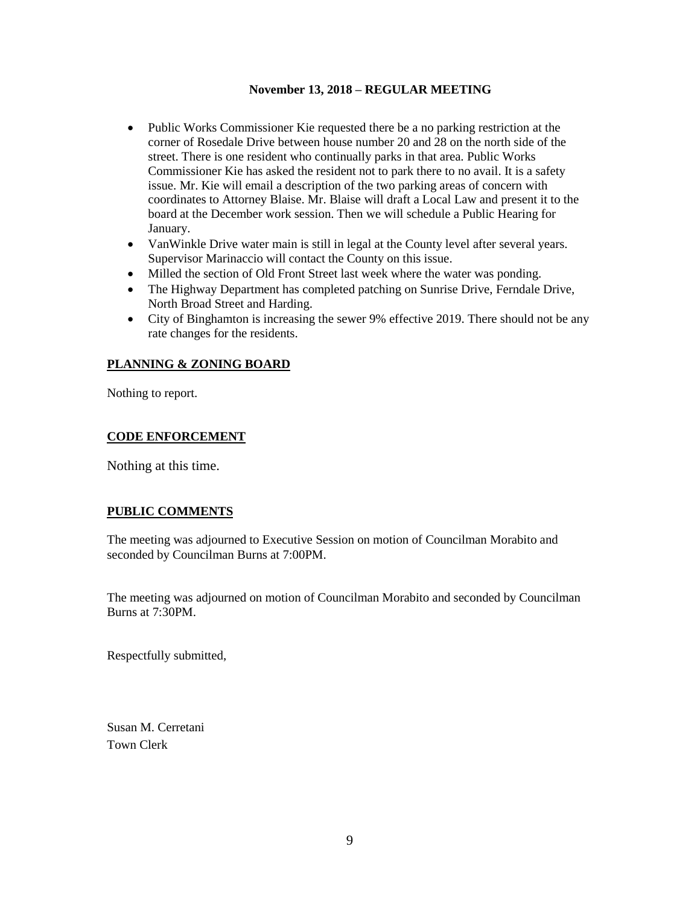**November 13, 2018 – REGULAR MEETING**

- Public Works Commissioner Kie requested there be a no parking restriction at the corner of Rosedale Drive between house number 20 and 28 on the north side of the street. There is one resident who continually parks in that area. Public Works Commissioner Kie has asked the resident not to park there to no avail. It is a safety issue. Mr. Kie will email a description of the two parking areas of concern with coordinates to Attorney Blaise. Mr. Blaise will draft a Local Law and present it to the board at the December work session. Then we will schedule a Public Hearing for January.
- VanWinkle Drive water main is still in legal at the County level after several years. Supervisor Marinaccio will contact the County on this issue.
- Milled the section of Old Front Street last week where the water was ponding.
- The Highway Department has completed patching on Sunrise Drive, Ferndale Drive, North Broad Street and Harding.
- City of Binghamton is increasing the sewer 9% effective 2019. There should not be any rate changes for the residents.

**PLANNING & ZONING BOARD**

Nothing to report.

**CODE ENFORCEMENT**

Nothing at this time.

**PUBLIC COMMENTS**

The meeting was adjourned to Executive Session on motion of Councilman Morabito and seconded by Councilman Burns at 7:00PM.

The meeting was adjourned on motion of Councilman Morabito and seconded by Councilman Burns at 7:30PM.

Respectfully submitted,

Susan M. Cerretani
Town Clerk